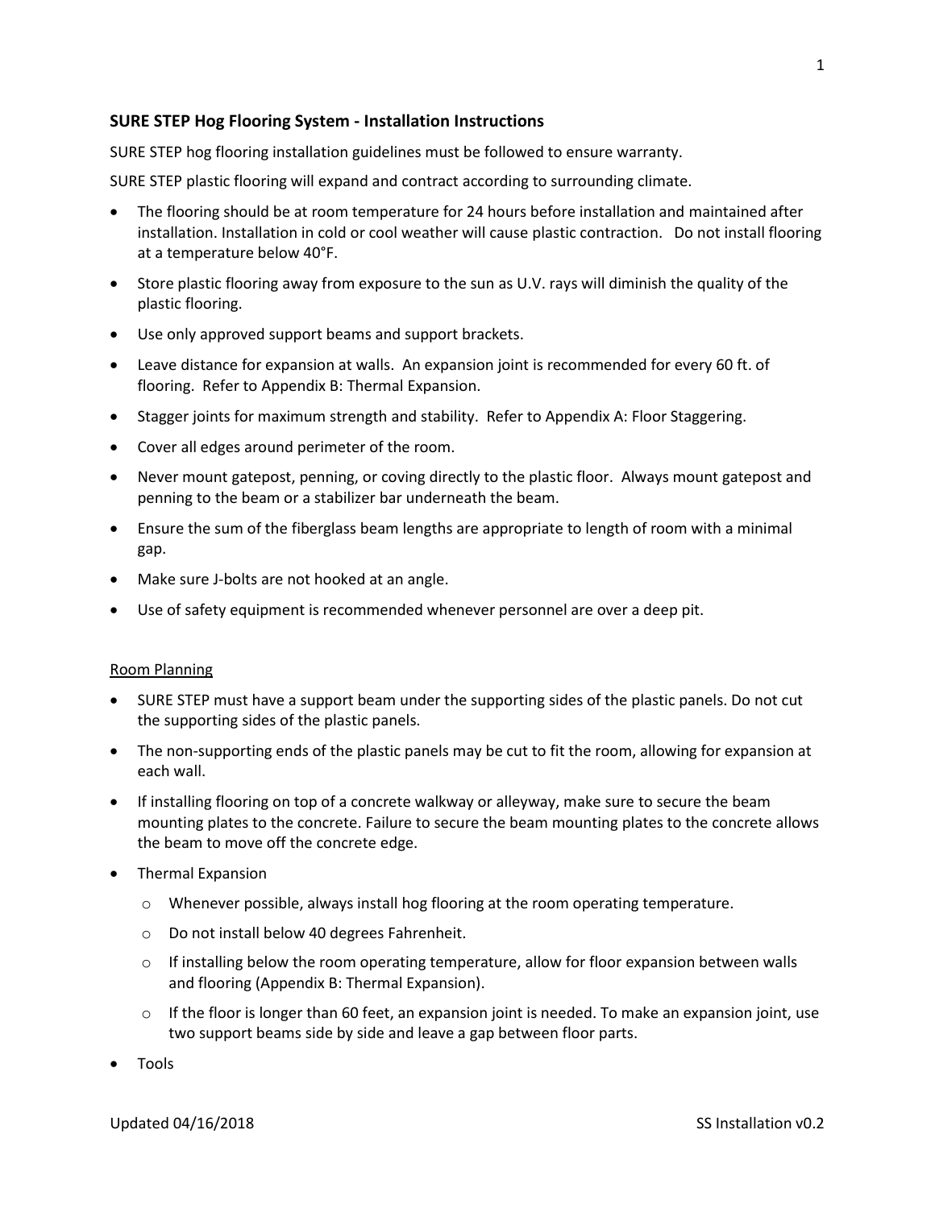## SURE STEP Hog Flooring System - Installation Instructions

SURE STEP hog flooring installation guidelines must be followed to ensure warranty.

SURE STEP plastic flooring will expand and contract according to surrounding climate.

- The flooring should be at room temperature for 24 hours before installation and maintained after installation. Installation in cold or cool weather will cause plastic contraction. Do not install flooring at a temperature below 40°F.
- Store plastic flooring away from exposure to the sun as U.V. rays will diminish the quality of the plastic flooring.
- Use only approved support beams and support brackets.
- Leave distance for expansion at walls. An expansion joint is recommended for every 60 ft. of flooring. Refer to Appendix B: Thermal Expansion.
- Stagger joints for maximum strength and stability. Refer to Appendix A: Floor Staggering.
- Cover all edges around perimeter of the room.
- Never mount gatepost, penning, or coving directly to the plastic floor. Always mount gatepost and penning to the beam or a stabilizer bar underneath the beam.
- Ensure the sum of the fiberglass beam lengths are appropriate to length of room with a minimal gap.
- Make sure J-bolts are not hooked at an angle.
- Use of safety equipment is recommended whenever personnel are over a deep pit.

<u>Room Planning</u>

- SURE STEP must have a support beam under the supporting sides of the plastic panels. Do not cut the supporting sides of the plastic panels.
- The non-supporting ends of the plastic panels may be cut to fit the room, allowing for expansion at each wall.
- If installing flooring on top of a concrete walkway or alleyway, make sure to secure the beam mounting plates to the concrete. Failure to secure the beam mounting plates to the concrete allows the beam to move off the concrete edge.
- Thermal Expansion
  - Whenever possible, always install hog flooring at the room operating temperature.
  - Do not install below 40 degrees Fahrenheit.
  - If installing below the room operating temperature, allow for floor expansion between walls and flooring (Appendix B: Thermal Expansion).
  - If the floor is longer than 60 feet, an expansion joint is needed. To make an expansion joint, use two support beams side by side and leave a gap between floor parts.
- Tools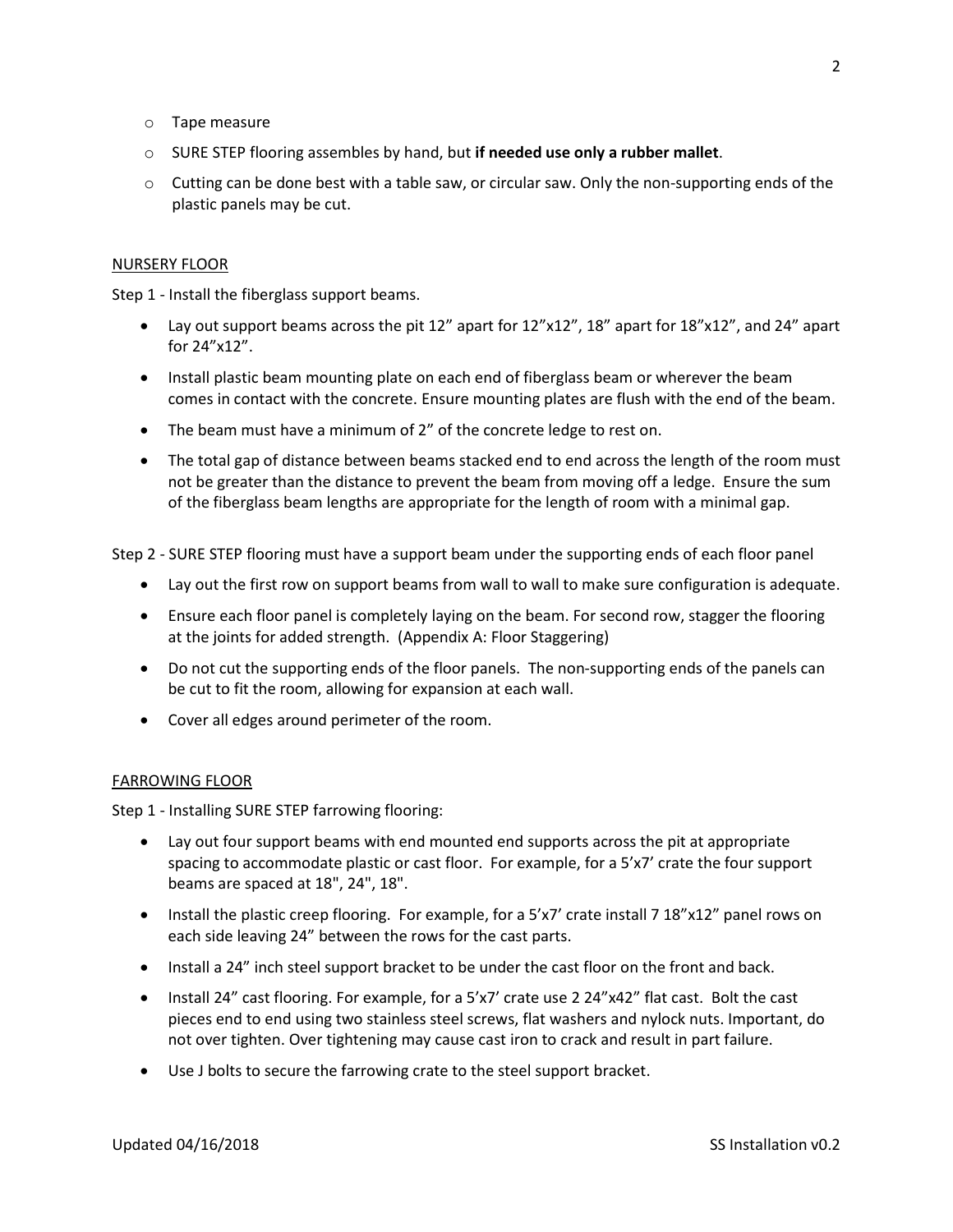- Tape measure
- SURE STEP flooring assembles by hand, but **if needed use only a rubber mallet**.
- Cutting can be done best with a table saw, or circular saw. Only the non-supporting ends of the plastic panels may be cut.

## NURSERY FLOOR

Step 1 - Install the fiberglass support beams.

- Lay out support beams across the pit 12" apart for 12"x12", 18" apart for 18"x12", and 24" apart for 24"x12".
- Install plastic beam mounting plate on each end of fiberglass beam or wherever the beam comes in contact with the concrete. Ensure mounting plates are flush with the end of the beam.
- The beam must have a minimum of 2" of the concrete ledge to rest on.
- The total gap of distance between beams stacked end to end across the length of the room must not be greater than the distance to prevent the beam from moving off a ledge. Ensure the sum of the fiberglass beam lengths are appropriate for the length of room with a minimal gap.

Step 2 - SURE STEP flooring must have a support beam under the supporting ends of each floor panel

- Lay out the first row on support beams from wall to wall to make sure configuration is adequate.
- Ensure each floor panel is completely laying on the beam. For second row, stagger the flooring at the joints for added strength. (Appendix A: Floor Staggering)
- Do not cut the supporting ends of the floor panels. The non-supporting ends of the panels can be cut to fit the room, allowing for expansion at each wall.
- Cover all edges around perimeter of the room.

## FARROWING FLOOR

Step 1 - Installing SURE STEP farrowing flooring:

- Lay out four support beams with end mounted end supports across the pit at appropriate spacing to accommodate plastic or cast floor. For example, for a 5'x7' crate the four support beams are spaced at 18", 24", 18".
- Install the plastic creep flooring. For example, for a 5'x7' crate install 7 18"x12" panel rows on each side leaving 24" between the rows for the cast parts.
- Install a 24" inch steel support bracket to be under the cast floor on the front and back.
- Install 24" cast flooring. For example, for a 5'x7' crate use 2 24"x42" flat cast. Bolt the cast pieces end to end using two stainless steel screws, flat washers and nylock nuts. Important, do not over tighten. Over tightening may cause cast iron to crack and result in part failure.
- Use J bolts to secure the farrowing crate to the steel support bracket.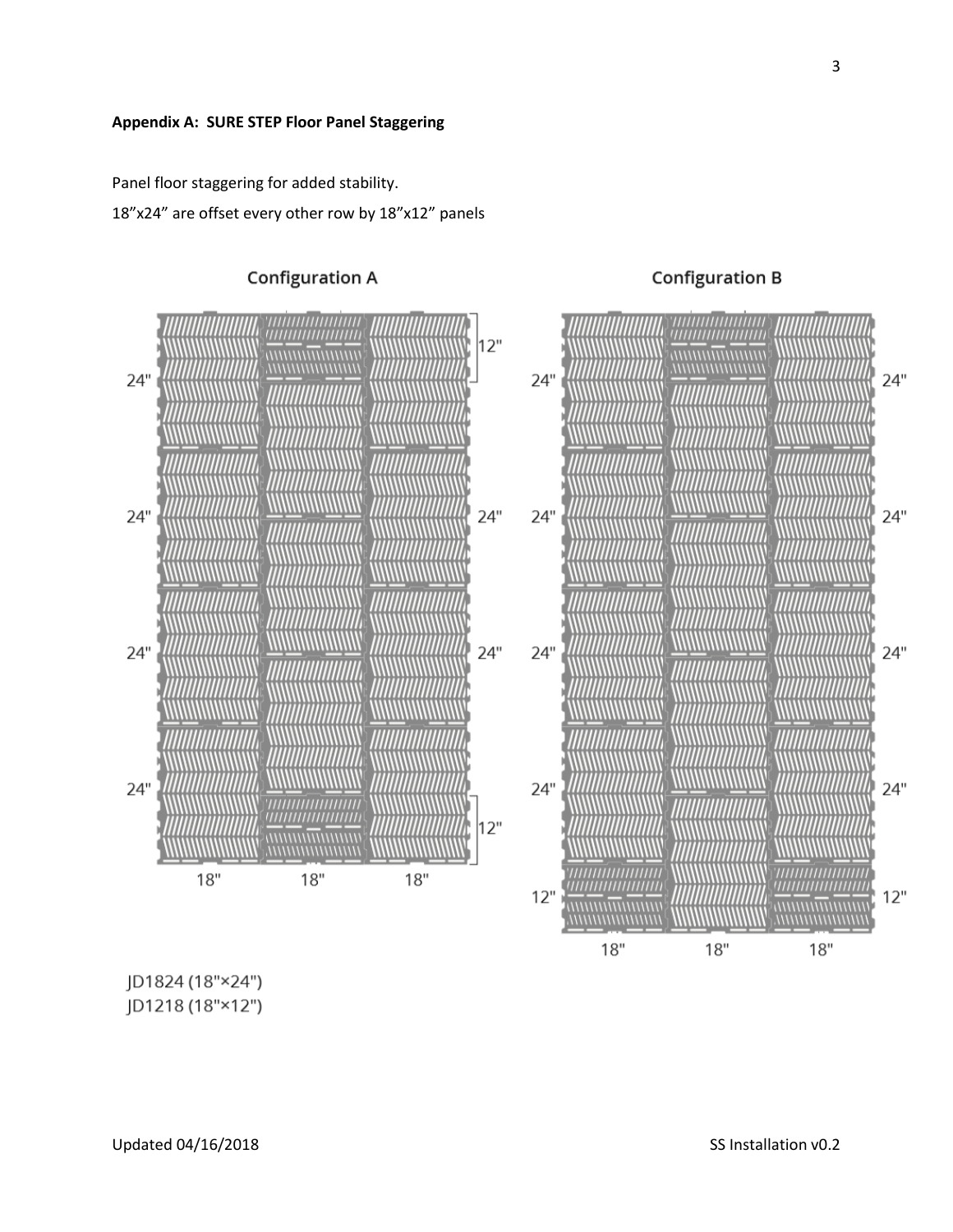**Appendix A: SURE STEP Floor Panel Staggering**

Panel floor staggering for added stability.

18"x24" are offset every other row by 18"x12" panels

Configuration A

Configuration B

JD1824 (18"×24")
JD1218 (18"×12")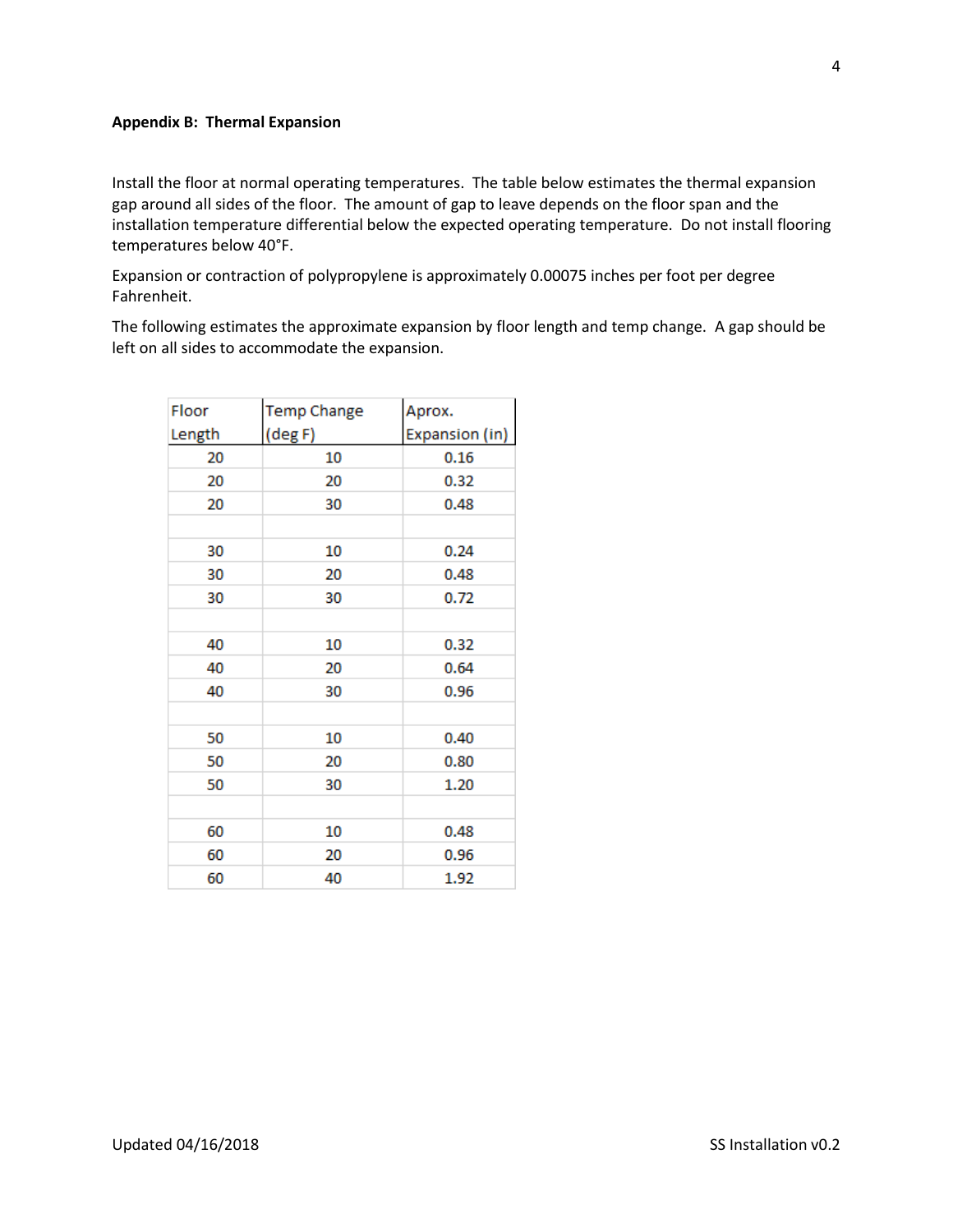**Appendix B: Thermal Expansion**

Install the floor at normal operating temperatures. The table below estimates the thermal expansion gap around all sides of the floor. The amount of gap to leave depends on the floor span and the installation temperature differential below the expected operating temperature. Do not install flooring temperatures below 40°F.

Expansion or contraction of polypropylene is approximately 0.00075 inches per foot per degree Fahrenheit.

The following estimates the approximate expansion by floor length and temp change. A gap should be left on all sides to accommodate the expansion.

| Floor Length | Temp Change (deg F) | Aprox. Expansion (in) |
|---|---|---|
| 20 | 10 | 0.16 |
| 20 | 20 | 0.32 |
| 20 | 30 | 0.48 |
| | | |
| 30 | 10 | 0.24 |
| 30 | 20 | 0.48 |
| 30 | 30 | 0.72 |
| | | |
| 40 | 10 | 0.32 |
| 40 | 20 | 0.64 |
| 40 | 30 | 0.96 |
| | | |
| 50 | 10 | 0.40 |
| 50 | 20 | 0.80 |
| 50 | 30 | 1.20 |
| | | |
| 60 | 10 | 0.48 |
| 60 | 20 | 0.96 |
| 60 | 40 | 1.92 |